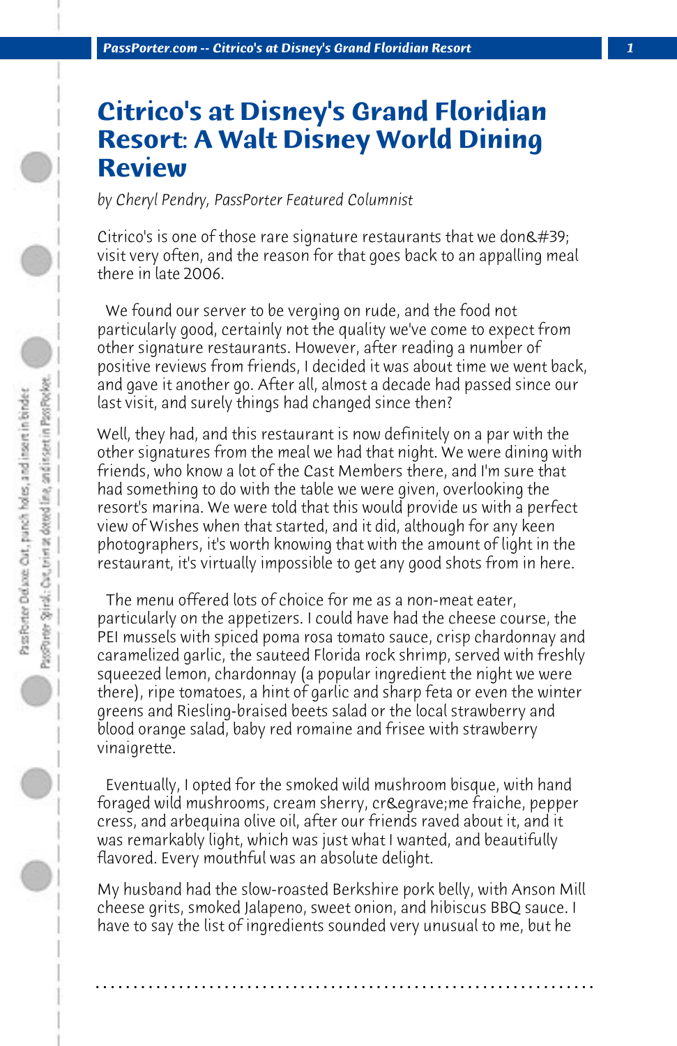# Citrico's at Disney's Grand Floridian Resort: A Walt Disney World Dining Review

*by Cheryl Pendry, PassPorter Featured Columnist*

Citrico's is one of those rare signature restaurants that we don&#39; visit very often, and the reason for that goes back to an appalling meal there in late 2006.

We found our server to be verging on rude, and the food not particularly good, certainly not the quality we've come to expect from other signature restaurants. However, after reading a number of positive reviews from friends, I decided it was about time we went back, and gave it another go. After all, almost a decade had passed since our last visit, and surely things had changed since then?

Well, they had, and this restaurant is now definitely on a par with the other signatures from the meal we had that night. We were dining with friends, who know a lot of the Cast Members there, and I'm sure that had something to do with the table we were given, overlooking the resort's marina. We were told that this would provide us with a perfect view of Wishes when that started, and it did, although for any keen photographers, it's worth knowing that with the amount of light in the restaurant, it's virtually impossible to get any good shots from in here.

The menu offered lots of choice for me as a non-meat eater, particularly on the appetizers. I could have had the cheese course, the PEI mussels with spiced poma rosa tomato sauce, crisp chardonnay and caramelized garlic, the sauteed Florida rock shrimp, served with freshly squeezed lemon, chardonnay (a popular ingredient the night we were there), ripe tomatoes, a hint of garlic and sharp feta or even the winter greens and Riesling-braised beets salad or the local strawberry and blood orange salad, baby red romaine and frisee with strawberry vinaigrette.

Eventually, I opted for the smoked wild mushroom bisque, with hand foraged wild mushrooms, cream sherry, cr&egrave;me fraiche, pepper cress, and arbequina olive oil, after our friends raved about it, and it was remarkably light, which was just what I wanted, and beautifully flavored. Every mouthful was an absolute delight.

My husband had the slow-roasted Berkshire pork belly, with Anson Mill cheese grits, smoked Jalapeno, sweet onion, and hibiscus BBQ sauce. I have to say the list of ingredients sounded very unusual to me, but he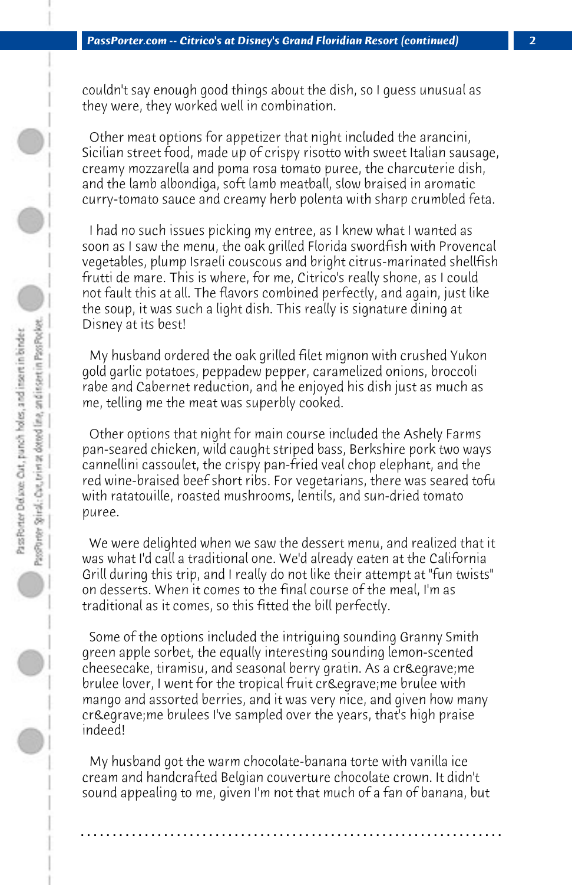couldn't say enough good things about the dish, so I guess unusual as they were, they worked well in combination.

Other meat options for appetizer that night included the arancini, Sicilian street food, made up of crispy risotto with sweet Italian sausage, creamy mozzarella and poma rosa tomato puree, the charcuterie dish, and the lamb albondiga, soft lamb meatball, slow braised in aromatic curry-tomato sauce and creamy herb polenta with sharp crumbled feta.

I had no such issues picking my entree, as I knew what I wanted as soon as I saw the menu, the oak grilled Florida swordfish with Provencal vegetables, plump Israeli couscous and bright citrus-marinated shellfish frutti de mare. This is where, for me, Citrico's really shone, as I could not fault this at all. The flavors combined perfectly, and again, just like the soup, it was such a light dish. This really is signature dining at Disney at its best!

My husband ordered the oak grilled filet mignon with crushed Yukon gold garlic potatoes, peppadew pepper, caramelized onions, broccoli rabe and Cabernet reduction, and he enjoyed his dish just as much as me, telling me the meat was superbly cooked.

Other options that night for main course included the Ashely Farms pan-seared chicken, wild caught striped bass, Berkshire pork two ways cannellini cassoulet, the crispy pan-fried veal chop elephant, and the red wine-braised beef short ribs. For vegetarians, there was seared tofu with ratatouille, roasted mushrooms, lentils, and sun-dried tomato puree.

We were delighted when we saw the dessert menu, and realized that it was what I'd call a traditional one. We'd already eaten at the California Grill during this trip, and I really do not like their attempt at "fun twists" on desserts. When it comes to the final course of the meal, I'm as traditional as it comes, so this fitted the bill perfectly.

Some of the options included the intriguing sounding Granny Smith green apple sorbet, the equally interesting sounding lemon-scented cheesecake, tiramisu, and seasonal berry gratin. As a cr&egrave;me brulee lover, I went for the tropical fruit cr&egrave;me brulee with mango and assorted berries, and it was very nice, and given how many cr&egrave;me brulees I've sampled over the years, that's high praise indeed!

My husband got the warm chocolate-banana torte with vanilla ice cream and handcrafted Belgian couverture chocolate crown. It didn't sound appealing to me, given I'm not that much of a fan of banana, but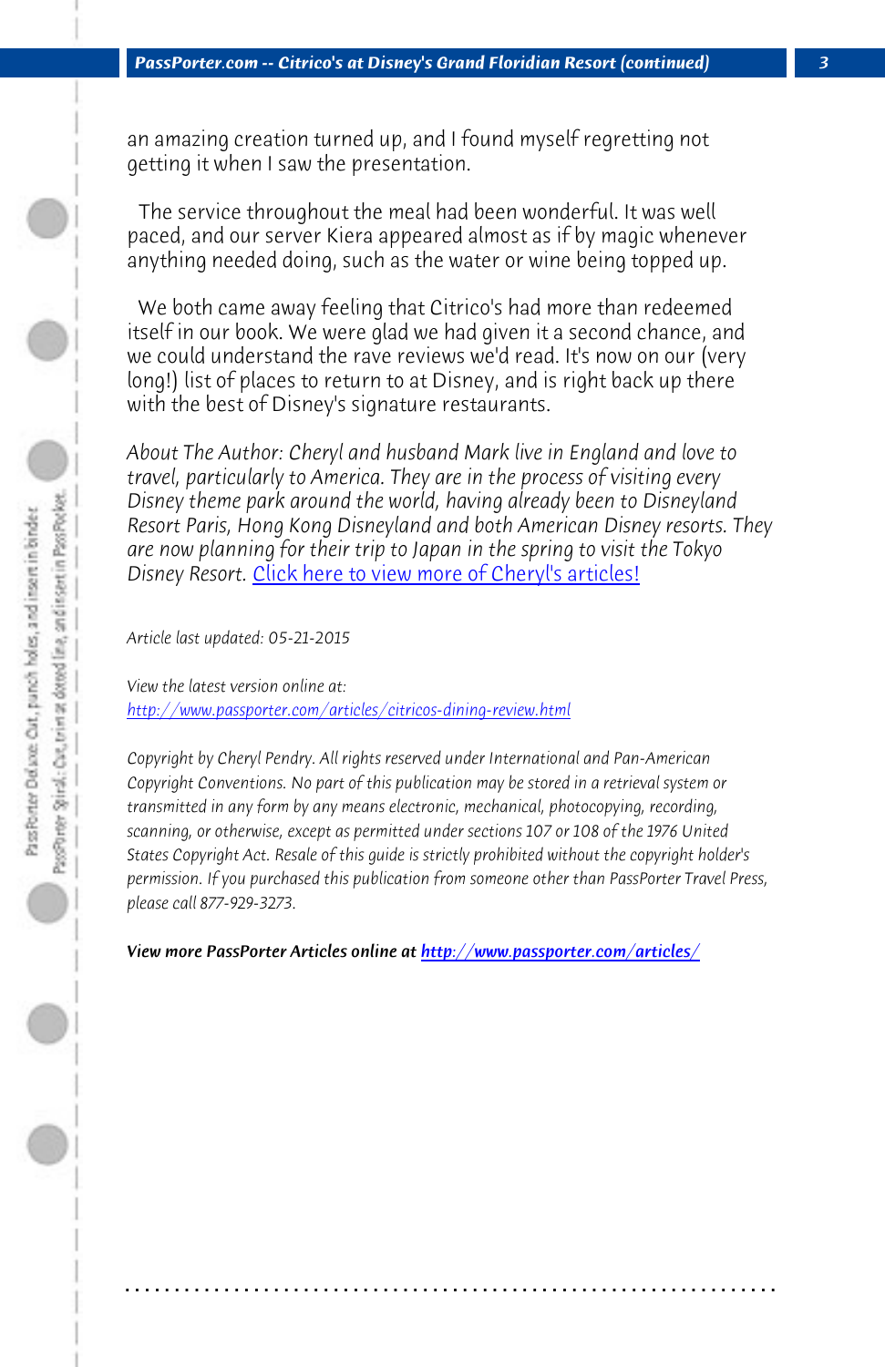an amazing creation turned up, and I found myself regretting not getting it when I saw the presentation.

The service throughout the meal had been wonderful. It was well paced, and our server Kiera appeared almost as if by magic whenever anything needed doing, such as the water or wine being topped up.

We both came away feeling that Citrico's had more than redeemed itself in our book. We were glad we had given it a second chance, and we could understand the rave reviews we'd read. It's now on our (very long!) list of places to return to at Disney, and is right back up there with the best of Disney's signature restaurants.

*About The Author: Cheryl and husband Mark live in England and love to travel, particularly to America. They are in the process of visiting every Disney theme park around the world, having already been to Disneyland Resort Paris, Hong Kong Disneyland and both American Disney resorts. They are now planning for their trip to Japan in the spring to visit the Tokyo Disney Resort.* Click here to view more of Cheryl's articles!

*Article last updated: 05-21-2015*

*View the latest version online at:*
*http://www.passporter.com/articles/citricos-dining-review.html*

*Copyright by Cheryl Pendry. All rights reserved under International and Pan-American Copyright Conventions. No part of this publication may be stored in a retrieval system or transmitted in any form by any means electronic, mechanical, photocopying, recording, scanning, or otherwise, except as permitted under sections 107 or 108 of the 1976 United States Copyright Act. Resale of this guide is strictly prohibited without the copyright holder's permission. If you purchased this publication from someone other than PassPorter Travel Press, please call 877-929-3273.*

***View more PassPorter Articles online at http://www.passporter.com/articles/***